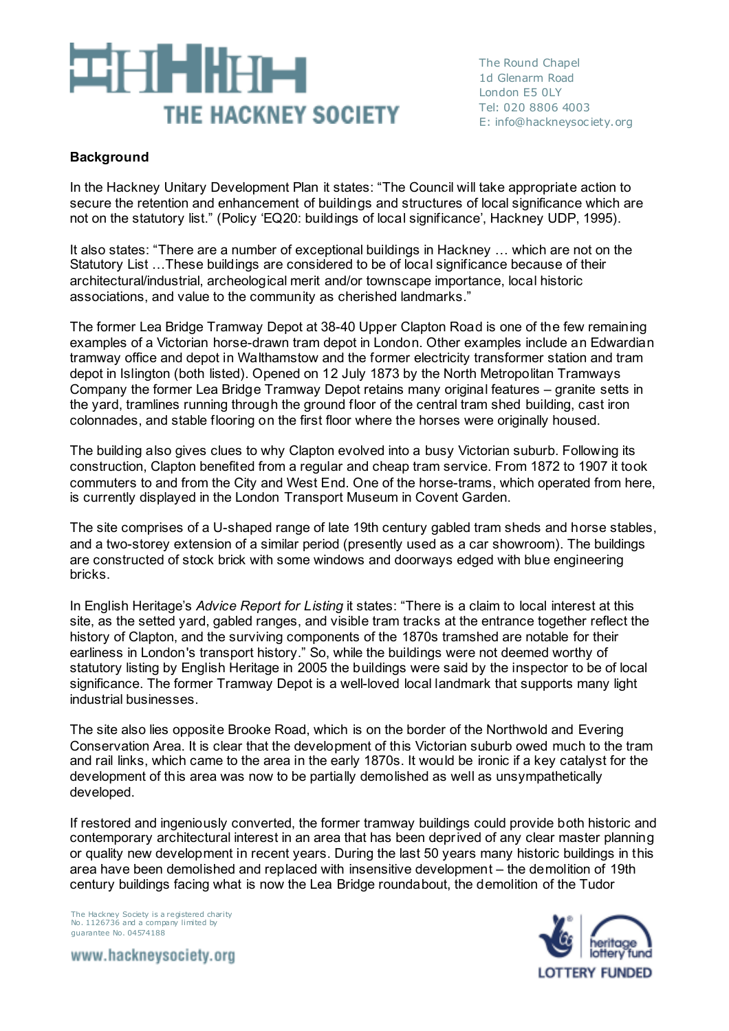THE HACKNEY SOCIETY

The Round Chapel
1d Glenarm Road
London E5 0LY
Tel: 020 8806 4003
E: info@hackneysociety.org

**Background**

In the Hackney Unitary Development Plan it states: "The Council will take appropriate action to secure the retention and enhancement of buildings and structures of local significance which are not on the statutory list." (Policy 'EQ20: buildings of local significance', Hackney UDP, 1995).

It also states: "There are a number of exceptional buildings in Hackney … which are not on the Statutory List …These buildings are considered to be of local significance because of their architectural/industrial, archeological merit and/or townscape importance, local historic associations, and value to the community as cherished landmarks."

The former Lea Bridge Tramway Depot at 38-40 Upper Clapton Road is one of the few remaining examples of a Victorian horse-drawn tram depot in London. Other examples include an Edwardian tramway office and depot in Walthamstow and the former electricity transformer station and tram depot in Islington (both listed). Opened on 12 July 1873 by the North Metropolitan Tramways Company the former Lea Bridge Tramway Depot retains many original features – granite setts in the yard, tramlines running through the ground floor of the central tram shed building, cast iron colonnades, and stable flooring on the first floor where the horses were originally housed.

The building also gives clues to why Clapton evolved into a busy Victorian suburb. Following its construction, Clapton benefited from a regular and cheap tram service. From 1872 to 1907 it took commuters to and from the City and West End. One of the horse-trams, which operated from here, is currently displayed in the London Transport Museum in Covent Garden.

The site comprises of a U-shaped range of late 19th century gabled tram sheds and horse stables, and a two-storey extension of a similar period (presently used as a car showroom). The buildings are constructed of stock brick with some windows and doorways edged with blue engineering bricks.

In English Heritage's *Advice Report for Listing* it states: "There is a claim to local interest at this site, as the setted yard, gabled ranges, and visible tram tracks at the entrance together reflect the history of Clapton, and the surviving components of the 1870s tramshed are notable for their earliness in London's transport history." So, while the buildings were not deemed worthy of statutory listing by English Heritage in 2005 the buildings were said by the inspector to be of local significance. The former Tramway Depot is a well-loved local landmark that supports many light industrial businesses.

The site also lies opposite Brooke Road, which is on the border of the Northwold and Evering Conservation Area. It is clear that the development of this Victorian suburb owed much to the tram and rail links, which came to the area in the early 1870s. It would be ironic if a key catalyst for the development of this area was now to be partially demolished as well as unsympathetically developed.

If restored and ingeniously converted, the former tramway buildings could provide both historic and contemporary architectural interest in an area that has been deprived of any clear master planning or quality new development in recent years. During the last 50 years many historic buildings in this area have been demolished and replaced with insensitive development – the demolition of 19th century buildings facing what is now the Lea Bridge roundabout, the demolition of the Tudor

The Hackney Society is a registered charity No. 1126736 and a company limited by guarantee No. 04574188

www.hackneysociety.org

LOTTERY FUNDED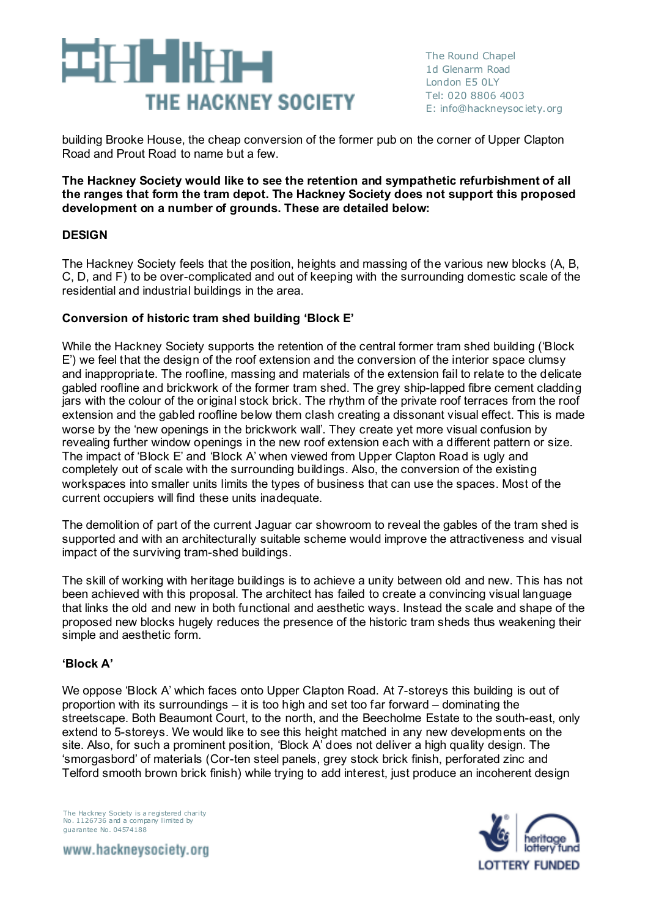building Brooke House, the cheap conversion of the former pub on the corner of Upper Clapton Road and Prout Road to name but a few.

**The Hackney Society would like to see the retention and sympathetic refurbishment of all the ranges that form the tram depot. The Hackney Society does not support this proposed development on a number of grounds. These are detailed below:**

**DESIGN**

The Hackney Society feels that the position, heights and massing of the various new blocks (A, B, C, D, and F) to be over-complicated and out of keeping with the surrounding domestic scale of the residential and industrial buildings in the area.

**Conversion of historic tram shed building 'Block E'**

While the Hackney Society supports the retention of the central former tram shed building ('Block E') we feel that the design of the roof extension and the conversion of the interior space clumsy and inappropriate. The roofline, massing and materials of the extension fail to relate to the delicate gabled roofline and brickwork of the former tram shed. The grey ship-lapped fibre cement cladding jars with the colour of the original stock brick. The rhythm of the private roof terraces from the roof extension and the gabled roofline below them clash creating a dissonant visual effect. This is made worse by the 'new openings in the brickwork wall'. They create yet more visual confusion by revealing further window openings in the new roof extension each with a different pattern or size. The impact of 'Block E' and 'Block A' when viewed from Upper Clapton Road is ugly and completely out of scale with the surrounding buildings. Also, the conversion of the existing workspaces into smaller units limits the types of business that can use the spaces. Most of the current occupiers will find these units inadequate.

The demolition of part of the current Jaguar car showroom to reveal the gables of the tram shed is supported and with an architecturally suitable scheme would improve the attractiveness and visual impact of the surviving tram-shed buildings.

The skill of working with heritage buildings is to achieve a unity between old and new. This has not been achieved with this proposal. The architect has failed to create a convincing visual language that links the old and new in both functional and aesthetic ways. Instead the scale and shape of the proposed new blocks hugely reduces the presence of the historic tram sheds thus weakening their simple and aesthetic form.

**'Block A'**

We oppose 'Block A' which faces onto Upper Clapton Road. At 7-storeys this building is out of proportion with its surroundings – it is too high and set too far forward – dominating the streetscape. Both Beaumont Court, to the north, and the Beecholme Estate to the south-east, only extend to 5-storeys. We would like to see this height matched in any new developments on the site. Also, for such a prominent position, 'Block A' does not deliver a high quality design. The 'smorgasbord' of materials (Cor-ten steel panels, grey stock brick finish, perforated zinc and Telford smooth brown brick finish) while trying to add interest, just produce an incoherent design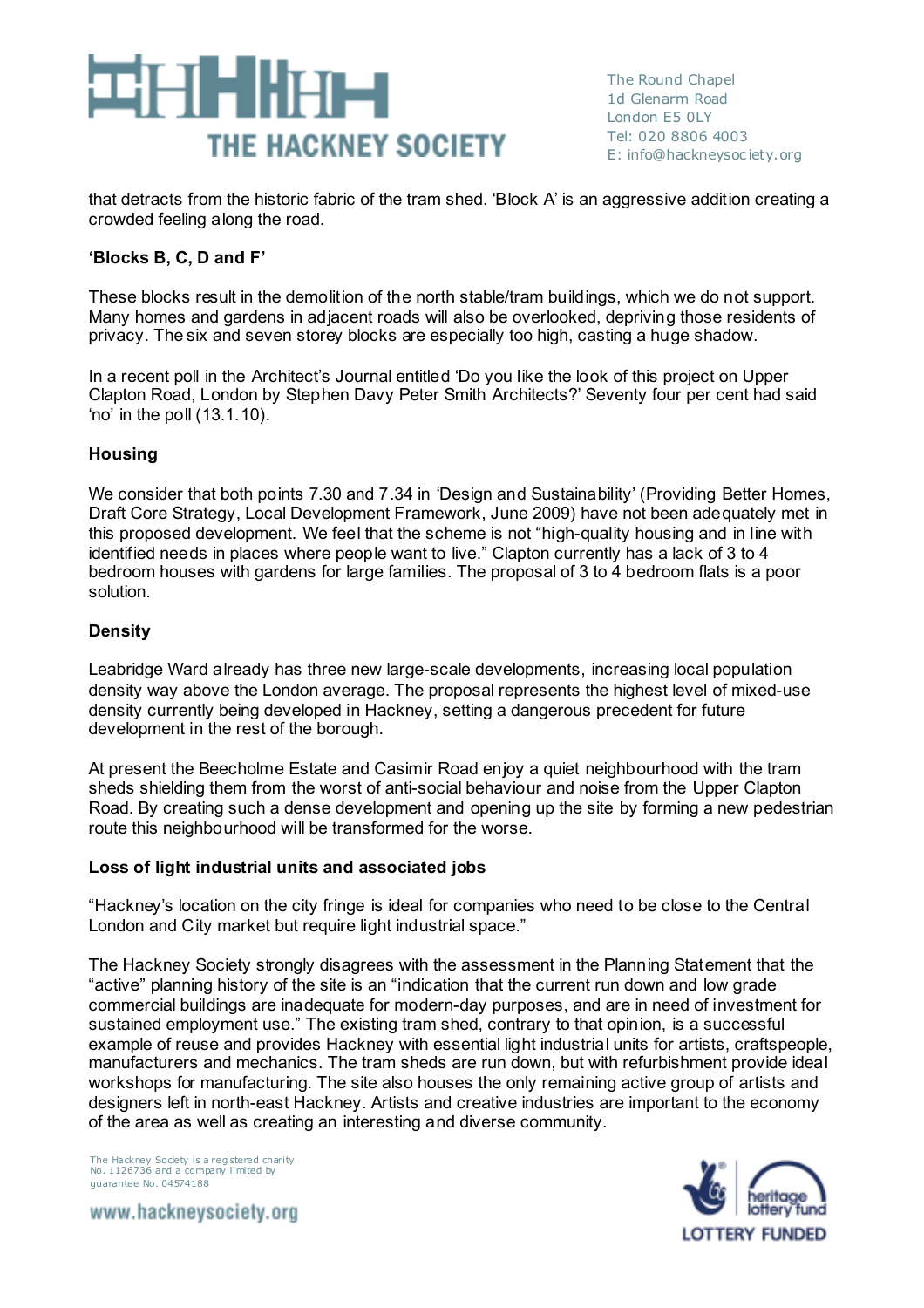that detracts from the historic fabric of the tram shed. ‘Block A’ is an aggressive addition creating a crowded feeling along the road.

**‘Blocks B, C, D and F’**

These blocks result in the demolition of the north stable/tram buildings, which we do not support. Many homes and gardens in adjacent roads will also be overlooked, depriving those residents of privacy. The six and seven storey blocks are especially too high, casting a huge shadow.

In a recent poll in the Architect’s Journal entitled ‘Do you like the look of this project on Upper Clapton Road, London by Stephen Davy Peter Smith Architects?’ Seventy four per cent had said ‘no’ in the poll (13.1.10).

**Housing**

We consider that both points 7.30 and 7.34 in ‘Design and Sustainability’ (Providing Better Homes, Draft Core Strategy, Local Development Framework, June 2009) have not been adequately met in this proposed development. We feel that the scheme is not “high-quality housing and in line with identified needs in places where people want to live.” Clapton currently has a lack of 3 to 4 bedroom houses with gardens for large families. The proposal of 3 to 4 bedroom flats is a poor solution.

**Density**

Leabridge Ward already has three new large-scale developments, increasing local population density way above the London average. The proposal represents the highest level of mixed-use density currently being developed in Hackney, setting a dangerous precedent for future development in the rest of the borough.

At present the Beecholme Estate and Casimir Road enjoy a quiet neighbourhood with the tram sheds shielding them from the worst of anti-social behaviour and noise from the Upper Clapton Road. By creating such a dense development and opening up the site by forming a new pedestrian route this neighbourhood will be transformed for the worse.

**Loss of light industrial units and associated jobs**

“Hackney’s location on the city fringe is ideal for companies who need to be close to the Central London and City market but require light industrial space.”

The Hackney Society strongly disagrees with the assessment in the Planning Statement that the “active” planning history of the site is an “indication that the current run down and low grade commercial buildings are inadequate for modern-day purposes, and are in need of investment for sustained employment use.” The existing tram shed, contrary to that opinion, is a successful example of reuse and provides Hackney with essential light industrial units for artists, craftspeople, manufacturers and mechanics. The tram sheds are run down, but with refurbishment provide ideal workshops for manufacturing. The site also houses the only remaining active group of artists and designers left in north-east Hackney. Artists and creative industries are important to the economy of the area as well as creating an interesting and diverse community.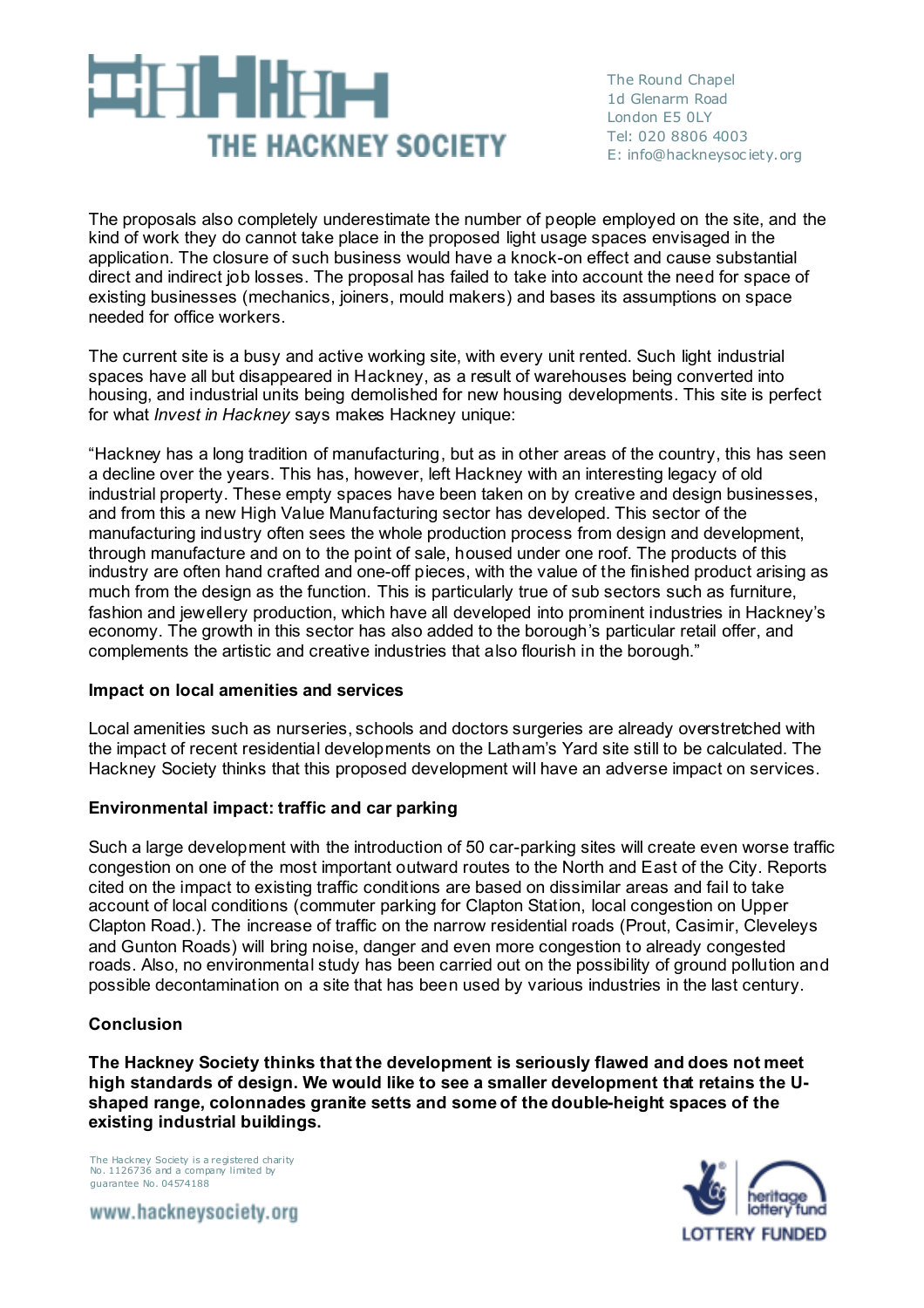The proposals also completely underestimate the number of people employed on the site, and the kind of work they do cannot take place in the proposed light usage spaces envisaged in the application. The closure of such business would have a knock-on effect and cause substantial direct and indirect job losses. The proposal has failed to take into account the need for space of existing businesses (mechanics, joiners, mould makers) and bases its assumptions on space needed for office workers.

The current site is a busy and active working site, with every unit rented. Such light industrial spaces have all but disappeared in Hackney, as a result of warehouses being converted into housing, and industrial units being demolished for new housing developments. This site is perfect for what *Invest in Hackney* says makes Hackney unique:

"Hackney has a long tradition of manufacturing, but as in other areas of the country, this has seen a decline over the years. This has, however, left Hackney with an interesting legacy of old industrial property. These empty spaces have been taken on by creative and design businesses, and from this a new High Value Manufacturing sector has developed. This sector of the manufacturing industry often sees the whole production process from design and development, through manufacture and on to the point of sale, housed under one roof. The products of this industry are often hand crafted and one-off pieces, with the value of the finished product arising as much from the design as the function. This is particularly true of sub sectors such as furniture, fashion and jewellery production, which have all developed into prominent industries in Hackney's economy. The growth in this sector has also added to the borough's particular retail offer, and complements the artistic and creative industries that also flourish in the borough."

**Impact on local amenities and services**

Local amenities such as nurseries, schools and doctors surgeries are already overstretched with the impact of recent residential developments on the Latham's Yard site still to be calculated. The Hackney Society thinks that this proposed development will have an adverse impact on services.

**Environmental impact: traffic and car parking**

Such a large development with the introduction of 50 car-parking sites will create even worse traffic congestion on one of the most important outward routes to the North and East of the City. Reports cited on the impact to existing traffic conditions are based on dissimilar areas and fail to take account of local conditions (commuter parking for Clapton Station, local congestion on Upper Clapton Road.). The increase of traffic on the narrow residential roads (Prout, Casimir, Cleveleys and Gunton Roads) will bring noise, danger and even more congestion to already congested roads. Also, no environmental study has been carried out on the possibility of ground pollution and possible decontamination on a site that has been used by various industries in the last century.

**Conclusion**

**The Hackney Society thinks that the development is seriously flawed and does not meet high standards of design. We would like to see a smaller development that retains the U-shaped range, colonnades granite setts and some of the double-height spaces of the existing industrial buildings.**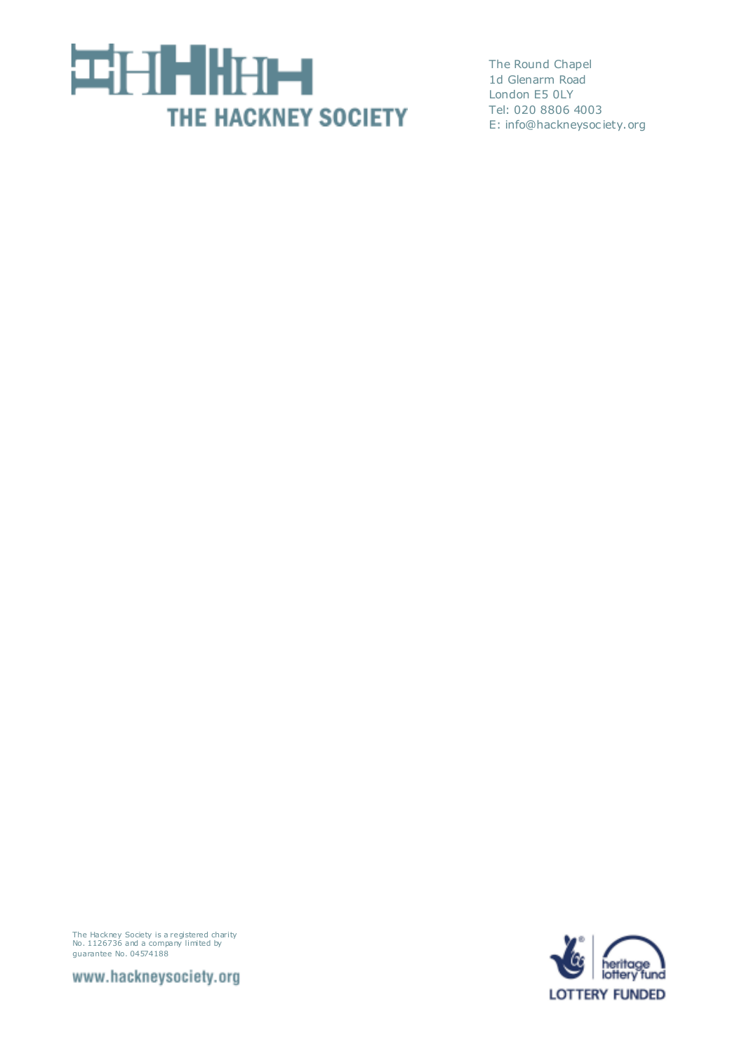THE HACKNEY SOCIETY

The Round Chapel
1d Glenarm Road
London E5 0LY
Tel: 020 8806 4003
E: info@hackneysociety.org

The Hackney Society is a registered charity No. 1126736 and a company limited by guarantee No. 04574188

www.hackneysociety.org

heritage lottery fund
LOTTERY FUNDED